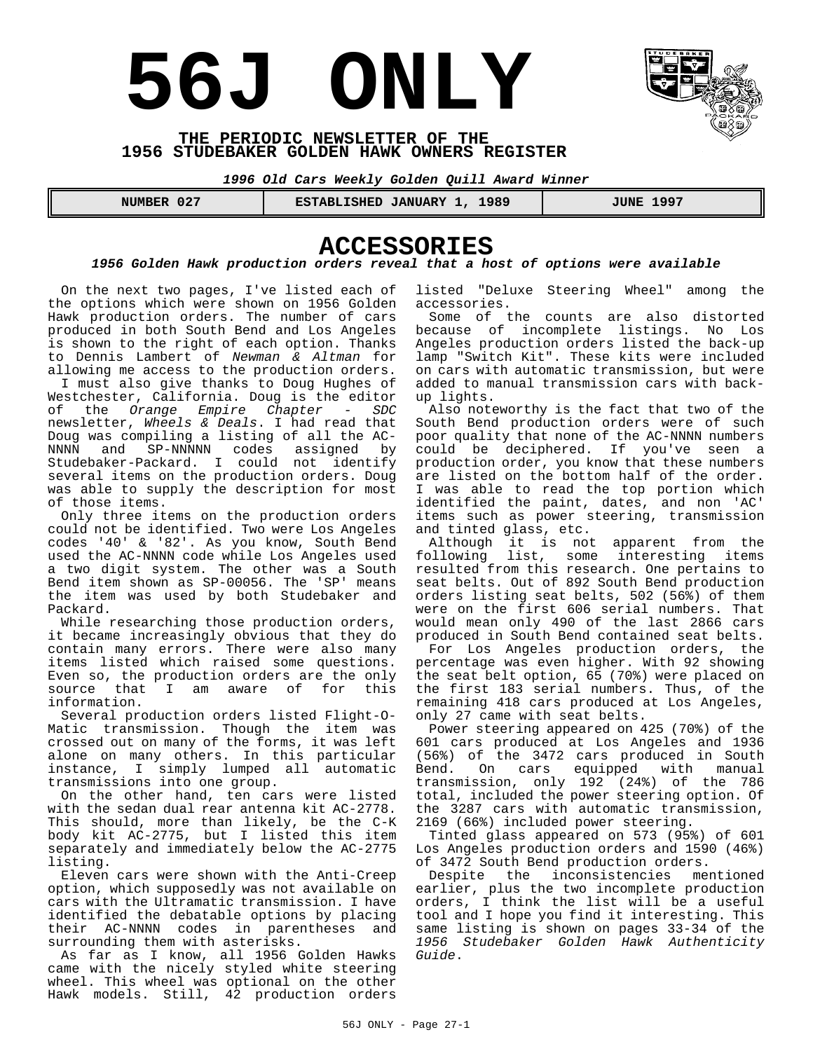# 56J ONLY

**THE PERIODIC NEWSLETTER OF THE 1956 STUDEBAKER GOLDEN HAWK OWNERS REGISTER**

***1996 Old Cars Weekly Golden Quill Award Winner***

| NUMBER 027 | ESTABLISHED JANUARY 1, 1989 | JUNE 1997 |
|---|---|---|

## ACCESSORIES

***1956 Golden Hawk production orders reveal that a host of options were available***

On the next two pages, I've listed each of the options which were shown on 1956 Golden Hawk production orders. The number of cars produced in both South Bend and Los Angeles is shown to the right of each option. Thanks to Dennis Lambert of *Newman & Altman* for allowing me access to the production orders.

I must also give thanks to Doug Hughes of Westchester, California. Doug is the editor of the *Orange Empire Chapter - SDC* newsletter, *Wheels & Deals*. I had read that Doug was compiling a listing of all the AC-NNNN and SP-NNNNN codes assigned by Studebaker-Packard. I could not identify several items on the production orders. Doug was able to supply the description for most of those items.

Only three items on the production orders could not be identified. Two were Los Angeles codes '40' & '82'. As you know, South Bend used the AC-NNNN code while Los Angeles used a two digit system. The other was a South Bend item shown as SP-00056. The 'SP' means the item was used by both Studebaker and Packard.

While researching those production orders, it became increasingly obvious that they do contain many errors. There were also many items listed which raised some questions. Even so, the production orders are the only source that I am aware of for this information.

Several production orders listed Flight-O-Matic transmission. Though the item was crossed out on many of the forms, it was left alone on many others. In this particular instance, I simply lumped all automatic transmissions into one group.

On the other hand, ten cars were listed with the sedan dual rear antenna kit AC-2778. This should, more than likely, be the C-K body kit AC-2775, but I listed this item separately and immediately below the AC-2775 listing.

Eleven cars were shown with the Anti-Creep option, which supposedly was not available on cars with the Ultramatic transmission. I have identified the debatable options by placing their AC-NNNN codes in parentheses and surrounding them with asterisks.

As far as I know, all 1956 Golden Hawks came with the nicely styled white steering wheel. This wheel was optional on the other Hawk models. Still, 42 production orders listed "Deluxe Steering Wheel" among the accessories.

Some of the counts are also distorted because of incomplete listings. No Los Angeles production orders listed the back-up lamp "Switch Kit". These kits were included on cars with automatic transmission, but were added to manual transmission cars with back-up lights.

Also noteworthy is the fact that two of the South Bend production orders were of such poor quality that none of the AC-NNNN numbers could be deciphered. If you've seen a production order, you know that these numbers are listed on the bottom half of the order. I was able to read the top portion which identified the paint, dates, and non 'AC' items such as power steering, transmission and tinted glass, etc.

Although it is not apparent from the following list, some interesting items resulted from this research. One pertains to seat belts. Out of 892 South Bend production orders listing seat belts, 502 (56%) of them were on the first 606 serial numbers. That would mean only 490 of the last 2866 cars produced in South Bend contained seat belts.

For Los Angeles production orders, the percentage was even higher. With 92 showing the seat belt option, 65 (70%) were placed on the first 183 serial numbers. Thus, of the remaining 418 cars produced at Los Angeles, only 27 came with seat belts.

Power steering appeared on 425 (70%) of the 601 cars produced at Los Angeles and 1936 (56%) of the 3472 cars produced in South Bend. On cars equipped with manual transmission, only 192 (24%) of the 786 total, included the power steering option. Of the 3287 cars with automatic transmission, 2169 (66%) included power steering.

Tinted glass appeared on 573 (95%) of 601 Los Angeles production orders and 1590 (46%) of 3472 South Bend production orders.

Despite the inconsistencies mentioned earlier, plus the two incomplete production orders, I think the list will be a useful tool and I hope you find it interesting. This same listing is shown on pages 33-34 of the *1956 Studebaker Golden Hawk Authenticity Guide*.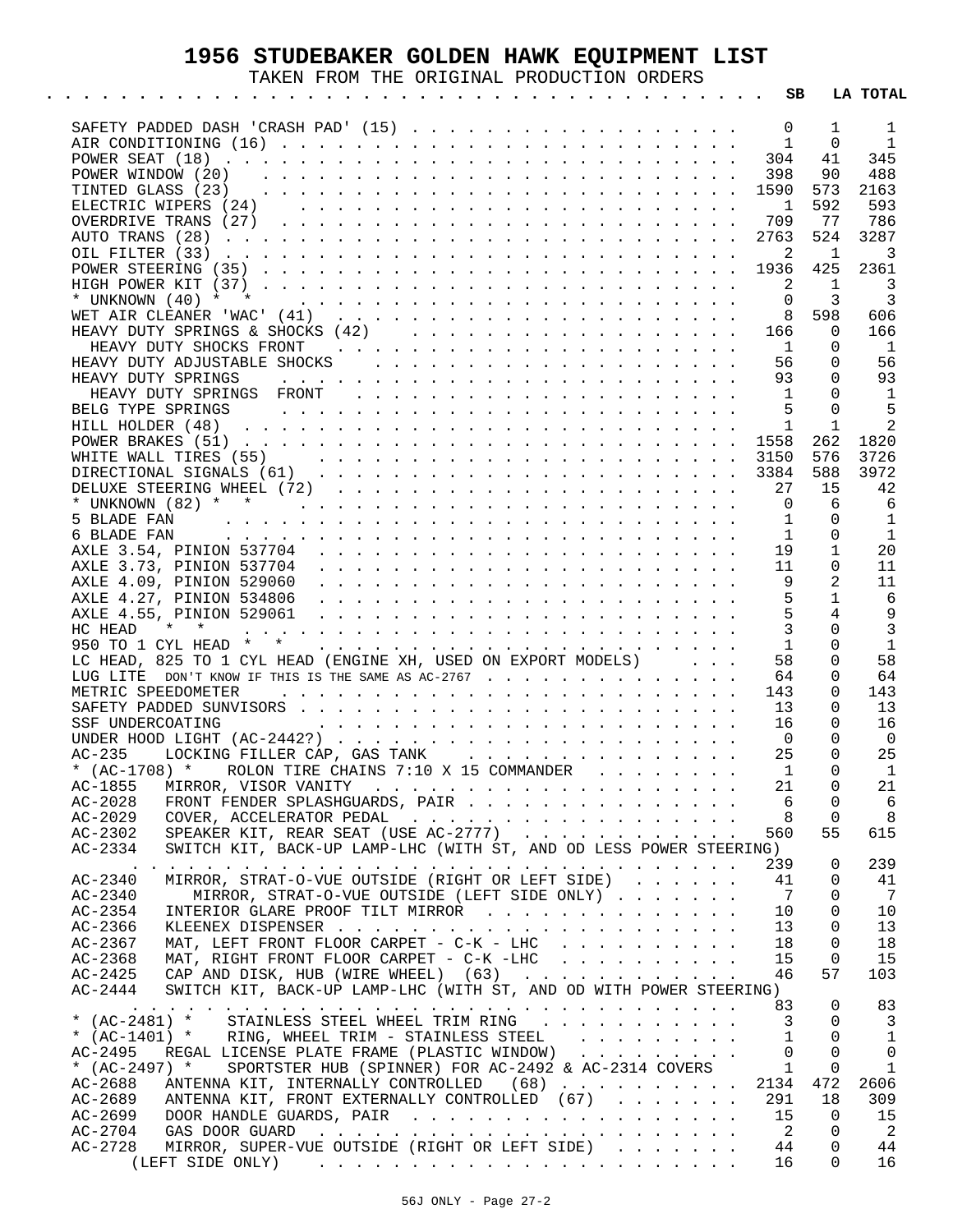# 1956 STUDEBAKER GOLDEN HAWK EQUIPMENT LIST

TAKEN FROM THE ORIGINAL PRODUCTION ORDERS

| Item | SB | LA | TOTAL |
|---|---|---|---|
| SAFETY PADDED DASH 'CRASH PAD' (15) | 0 | 1 | 1 |
| AIR CONDITIONING (16) | 1 | 0 | 1 |
| POWER SEAT (18) | 304 | 41 | 345 |
| POWER WINDOW (20) | 398 | 90 | 488 |
| TINTED GLASS (23) | 1590 | 573 | 2163 |
| ELECTRIC WIPERS (24) | 1 | 592 | 593 |
| OVERDRIVE TRANS (27) | 709 | 77 | 786 |
| AUTO TRANS (28) | 2763 | 524 | 3287 |
| OIL FILTER (33) | 2 | 1 | 3 |
| POWER STEERING (35) | 1936 | 425 | 2361 |
| HIGH POWER KIT (37) | 2 | 1 | 3 |
| * UNKNOWN (40) * * | 0 | 3 | 3 |
| WET AIR CLEANER 'WAC' (41) | 8 | 598 | 606 |
| HEAVY DUTY SPRINGS & SHOCKS (42) | 166 | 0 | 166 |
| HEAVY DUTY SHOCKS FRONT | 1 | 0 | 1 |
| HEAVY DUTY ADJUSTABLE SHOCKS | 56 | 0 | 56 |
| HEAVY DUTY SPRINGS | 93 | 0 | 93 |
| HEAVY DUTY SPRINGS FRONT | 1 | 0 | 1 |
| BELG TYPE SPRINGS | 5 | 0 | 5 |
| HILL HOLDER (48) | 1 | 1 | 2 |
| POWER BRAKES (51) | 1558 | 262 | 1820 |
| WHITE WALL TIRES (55) | 3150 | 576 | 3726 |
| DIRECTIONAL SIGNALS (61) | 3384 | 588 | 3972 |
| DELUXE STEERING WHEEL (72) | 27 | 15 | 42 |
| * UNKNOWN (82) * * | 0 | 6 | 6 |
| 5 BLADE FAN | 1 | 0 | 1 |
| 6 BLADE FAN | 1 | 0 | 1 |
| AXLE 3.54, PINION 537704 | 19 | 1 | 20 |
| AXLE 3.73, PINION 537704 | 11 | 0 | 11 |
| AXLE 4.09, PINION 529060 | 9 | 2 | 11 |
| AXLE 4.27, PINION 534806 | 5 | 1 | 6 |
| AXLE 4.55, PINION 529061 | 5 | 4 | 9 |
| HC HEAD * * | 3 | 0 | 3 |
| 950 TO 1 CYL HEAD * * | 1 | 0 | 1 |
| LC HEAD, 825 TO 1 CYL HEAD (ENGINE XH, USED ON EXPORT MODELS) | 58 | 0 | 58 |
| LUG LITE DON'T KNOW IF THIS IS THE SAME AS AC-2767 | 64 | 0 | 64 |
| METRIC SPEEDOMETER | 143 | 0 | 143 |
| SAFETY PADDED SUNVISORS | 13 | 0 | 13 |
| SSF UNDERCOATING | 16 | 0 | 16 |
| UNDER HOOD LIGHT (AC-2442?) | 0 | 0 | 0 |
| AC-235 LOCKING FILLER CAP, GAS TANK | 25 | 0 | 25 |
| * (AC-1708) * ROLON TIRE CHAINS 7:10 X 15 COMMANDER | 1 | 0 | 1 |
| AC-1855 MIRROR, VISOR VANITY | 21 | 0 | 21 |
| AC-2028 FRONT FENDER SPLASHGUARDS, PAIR | 6 | 0 | 6 |
| AC-2029 COVER, ACCELERATOR PEDAL | 8 | 0 | 8 |
| AC-2302 SPEAKER KIT, REAR SEAT (USE AC-2777) | 560 | 55 | 615 |
| AC-2334 SWITCH KIT, BACK-UP LAMP-LHC (WITH ST, AND OD LESS POWER STEERING) | 239 | 0 | 239 |
| AC-2340 MIRROR, STRAT-O-VUE OUTSIDE (RIGHT OR LEFT SIDE) | 41 | 0 | 41 |
| AC-2340 MIRROR, STRAT-O-VUE OUTSIDE (LEFT SIDE ONLY) | 7 | 0 | 7 |
| AC-2354 INTERIOR GLARE PROOF TILT MIRROR | 10 | 0 | 10 |
| AC-2366 KLEENEX DISPENSER | 13 | 0 | 13 |
| AC-2367 MAT, LEFT FRONT FLOOR CARPET - C-K - LHC | 18 | 0 | 18 |
| AC-2368 MAT, RIGHT FRONT FLOOR CARPET - C-K -LHC | 15 | 0 | 15 |
| AC-2425 CAP AND DISK, HUB (WIRE WHEEL) (63) | 46 | 57 | 103 |
| AC-2444 SWITCH KIT, BACK-UP LAMP-LHC (WITH ST, AND OD WITH POWER STEERING) | 83 | 0 | 83 |
| * (AC-2481) * STAINLESS STEEL WHEEL TRIM RING | 3 | 0 | 3 |
| * (AC-1401) * RING, WHEEL TRIM - STAINLESS STEEL | 1 | 0 | 1 |
| AC-2495 REGAL LICENSE PLATE FRAME (PLASTIC WINDOW) | 0 | 0 | 0 |
| * (AC-2497) * SPORTSTER HUB (SPINNER) FOR AC-2492 & AC-2314 COVERS | 1 | 0 | 1 |
| AC-2688 ANTENNA KIT, INTERNALLY CONTROLLED (68) | 2134 | 472 | 2606 |
| AC-2689 ANTENNA KIT, FRONT EXTERNALLY CONTROLLED (67) | 291 | 18 | 309 |
| AC-2699 DOOR HANDLE GUARDS, PAIR | 15 | 0 | 15 |
| AC-2704 GAS DOOR GUARD | 2 | 0 | 2 |
| AC-2728 MIRROR, SUPER-VUE OUTSIDE (RIGHT OR LEFT SIDE) | 44 | 0 | 44 |
| (LEFT SIDE ONLY) | 16 | 0 | 16 |

56J ONLY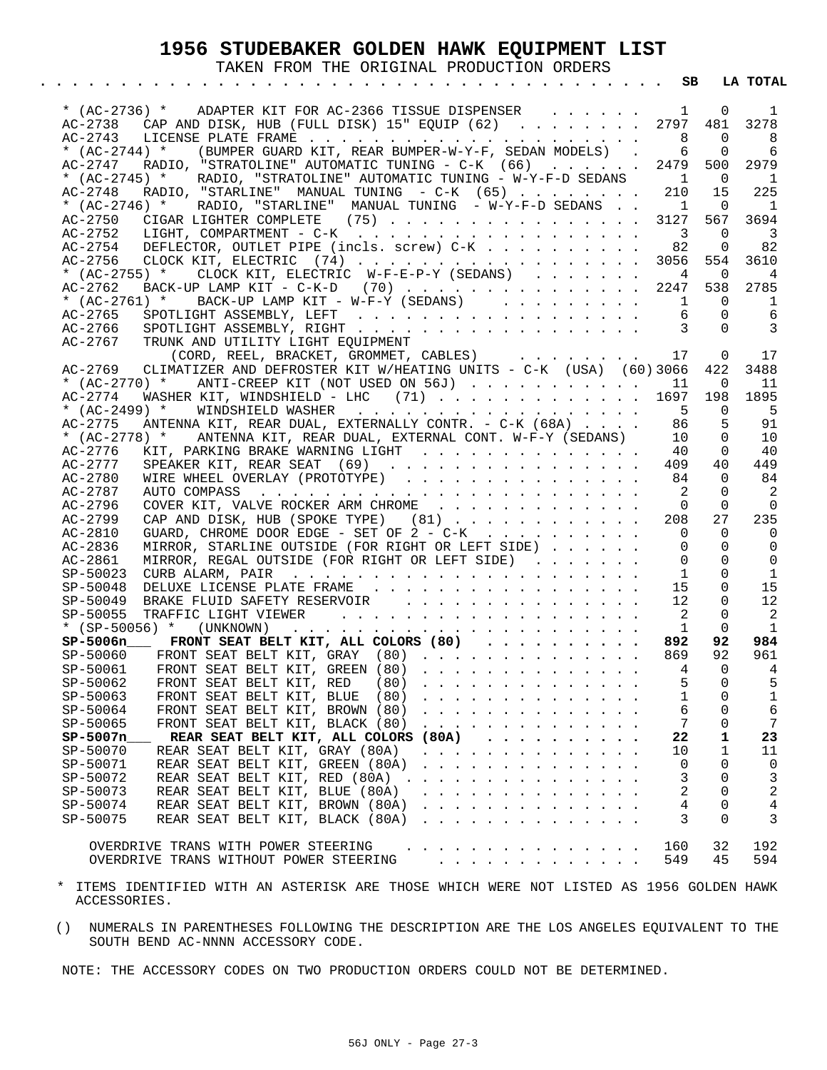# 1956 STUDEBAKER GOLDEN HAWK EQUIPMENT LIST

TAKEN FROM THE ORIGINAL PRODUCTION ORDERS

| Code | Description | SB | LA | TOTAL |
|---|---|---|---|---|
| * (AC-2736) * | ADAPTER KIT FOR AC-2366 TISSUE DISPENSER | 1 | 0 | 1 |
| AC-2738 | CAP AND DISK, HUB (FULL DISK) 15" EQUIP (62) | 2797 | 481 | 3278 |
| AC-2743 | LICENSE PLATE FRAME | 8 | 0 | 8 |
| * (AC-2744) * | (BUMPER GUARD KIT, REAR BUMPER-W-Y-F, SEDAN MODELS) | 6 | 0 | 6 |
| AC-2747 | RADIO, "STRATOLINE" AUTOMATIC TUNING - C-K (66) | 2479 | 500 | 2979 |
| * (AC-2745) * | RADIO, "STRATOLINE" AUTOMATIC TUNING - W-Y-F-D SEDANS | 1 | 0 | 1 |
| AC-2748 | RADIO, "STARLINE" MANUAL TUNING - C-K (65) | 210 | 15 | 225 |
| * (AC-2746) * | RADIO, "STARLINE" MANUAL TUNING - W-Y-F-D SEDANS | 1 | 0 | 1 |
| AC-2750 | CIGAR LIGHTER COMPLETE (75) | 3127 | 567 | 3694 |
| AC-2752 | LIGHT, COMPARTMENT - C-K | 3 | 0 | 3 |
| AC-2754 | DEFLECTOR, OUTLET PIPE (incls. screw) C-K | 82 | 0 | 82 |
| AC-2756 | CLOCK KIT, ELECTRIC (74) | 3056 | 554 | 3610 |
| * (AC-2755) * | CLOCK KIT, ELECTRIC W-F-E-P-Y (SEDANS) | 4 | 0 | 4 |
| AC-2762 | BACK-UP LAMP KIT - C-K-D (70) | 2247 | 538 | 2785 |
| * (AC-2761) * | BACK-UP LAMP KIT - W-F-Y (SEDANS) | 1 | 0 | 1 |
| AC-2765 | SPOTLIGHT ASSEMBLY, LEFT | 6 | 0 | 6 |
| AC-2766 | SPOTLIGHT ASSEMBLY, RIGHT | 3 | 0 | 3 |
| AC-2767 | TRUNK AND UTILITY LIGHT EQUIPMENT (CORD, REEL, BRACKET, GROMMET, CABLES) | 17 | 0 | 17 |
| AC-2769 | CLIMATIZER AND DEFROSTER KIT W/HEATING UNITS - C-K (USA) (60) | 3066 | 422 | 3488 |
| * (AC-2770) * | ANTI-CREEP KIT (NOT USED ON 56J) | 11 | 0 | 11 |
| AC-2774 | WASHER KIT, WINDSHIELD - LHC (71) | 1697 | 198 | 1895 |
| * (AC-2499) * | WINDSHIELD WASHER | 5 | 0 | 5 |
| AC-2775 | ANTENNA KIT, REAR DUAL, EXTERNALLY CONTR. - C-K (68A) | 86 | 5 | 91 |
| * (AC-2778) * | ANTENNA KIT, REAR DUAL, EXTERNAL CONT. W-F-Y (SEDANS) | 10 | 0 | 10 |
| AC-2776 | KIT, PARKING BRAKE WARNING LIGHT | 40 | 0 | 40 |
| AC-2777 | SPEAKER KIT, REAR SEAT (69) | 409 | 40 | 449 |
| AC-2780 | WIRE WHEEL OVERLAY (PROTOTYPE) | 84 | 0 | 84 |
| AC-2787 | AUTO COMPASS | 2 | 0 | 2 |
| AC-2796 | COVER KIT, VALVE ROCKER ARM CHROME | 0 | 0 | 0 |
| AC-2799 | CAP AND DISK, HUB (SPOKE TYPE) (81) | 208 | 27 | 235 |
| AC-2810 | GUARD, CHROME DOOR EDGE - SET OF 2 - C-K | 0 | 0 | 0 |
| AC-2836 | MIRROR, STARLINE OUTSIDE (FOR RIGHT OR LEFT SIDE) | 0 | 0 | 0 |
| AC-2861 | MIRROR, REGAL OUTSIDE (FOR RIGHT OR LEFT SIDE) | 0 | 0 | 0 |
| SP-50023 | CURB ALARM, PAIR | 1 | 0 | 1 |
| SP-50048 | DELUXE LICENSE PLATE FRAME | 15 | 0 | 15 |
| SP-50049 | BRAKE FLUID SAFETY RESERVOIR | 12 | 0 | 12 |
| SP-50055 | TRAFFIC LIGHT VIEWER | 2 | 0 | 2 |
| * (SP-50056) * | (UNKNOWN) | 1 | 0 | 1 |
| **SP-5006n___** | **FRONT SEAT BELT KIT, ALL COLORS (80)** | **892** | **92** | **984** |
| SP-50060 | FRONT SEAT BELT KIT, GRAY (80) | 869 | 92 | 961 |
| SP-50061 | FRONT SEAT BELT KIT, GREEN (80) | 4 | 0 | 4 |
| SP-50062 | FRONT SEAT BELT KIT, RED (80) | 5 | 0 | 5 |
| SP-50063 | FRONT SEAT BELT KIT, BLUE (80) | 1 | 0 | 1 |
| SP-50064 | FRONT SEAT BELT KIT, BROWN (80) | 6 | 0 | 6 |
| SP-50065 | FRONT SEAT BELT KIT, BLACK (80) | 7 | 0 | 7 |
| **SP-5007n___** | **REAR SEAT BELT KIT, ALL COLORS (80A)** | **22** | **1** | **23** |
| SP-50070 | REAR SEAT BELT KIT, GRAY (80A) | 10 | 1 | 11 |
| SP-50071 | REAR SEAT BELT KIT, GREEN (80A) | 0 | 0 | 0 |
| SP-50072 | REAR SEAT BELT KIT, RED (80A) | 3 | 0 | 3 |
| SP-50073 | REAR SEAT BELT KIT, BLUE (80A) | 2 | 0 | 2 |
| SP-50074 | REAR SEAT BELT KIT, BROWN (80A) | 4 | 0 | 4 |
| SP-50075 | REAR SEAT BELT KIT, BLACK (80A) | 3 | 0 | 3 |
| | OVERDRIVE TRANS WITH POWER STEERING | 160 | 32 | 192 |
| | OVERDRIVE TRANS WITHOUT POWER STEERING | 549 | 45 | 594 |

\* ITEMS IDENTIFIED WITH AN ASTERISK ARE THOSE WHICH WERE NOT LISTED AS 1956 GOLDEN HAWK ACCESSORIES.

() NUMERALS IN PARENTHESES FOLLOWING THE DESCRIPTION ARE THE LOS ANGELES EQUIVALENT TO THE SOUTH BEND AC-NNNN ACCESSORY CODE.

NOTE: THE ACCESSORY CODES ON TWO PRODUCTION ORDERS COULD NOT BE DETERMINED.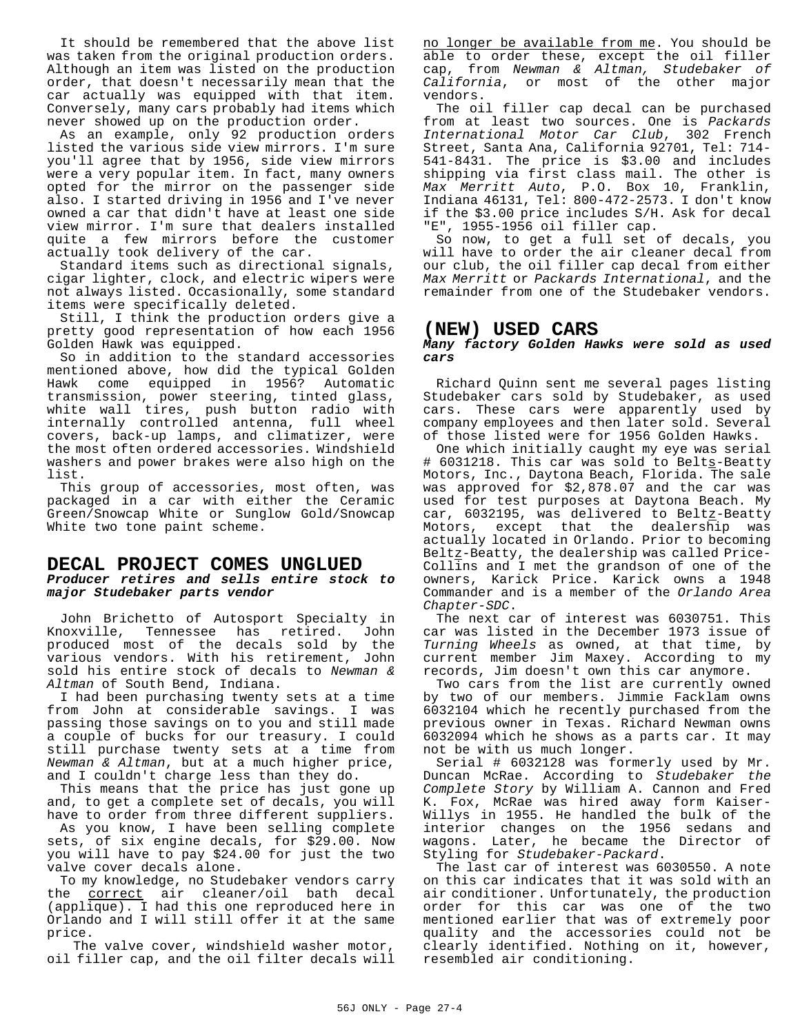It should be remembered that the above list was taken from the original production orders. Although an item was listed on the production order, that doesn't necessarily mean that the car actually was equipped with that item. Conversely, many cars probably had items which never showed up on the production order.

As an example, only 92 production orders listed the various side view mirrors. I'm sure you'll agree that by 1956, side view mirrors were a very popular item. In fact, many owners opted for the mirror on the passenger side also. I started driving in 1956 and I've never owned a car that didn't have at least one side view mirror. I'm sure that dealers installed quite a few mirrors before the customer actually took delivery of the car.

Standard items such as directional signals, cigar lighter, clock, and electric wipers were not always listed. Occasionally, some standard items were specifically deleted.

Still, I think the production orders give a pretty good representation of how each 1956 Golden Hawk was equipped.

So in addition to the standard accessories mentioned above, how did the typical Golden Hawk come equipped in 1956? Automatic transmission, power steering, tinted glass, white wall tires, push button radio with internally controlled antenna, full wheel covers, back-up lamps, and climatizer, were the most often ordered accessories. Windshield washers and power brakes were also high on the list.

This group of accessories, most often, was packaged in a car with either the Ceramic Green/Snowcap White or Sunglow Gold/Snowcap White two tone paint scheme.

## DECAL PROJECT COMES UNGLUED

***Producer retires and sells entire stock to major Studebaker parts vendor***

John Brichetto of Autosport Specialty in Knoxville, Tennessee has retired. John produced most of the decals sold by the various vendors. With his retirement, John sold his entire stock of decals to *Newman & Altman* of South Bend, Indiana.

I had been purchasing twenty sets at a time from John at considerable savings. I was passing those savings on to you and still made a couple of bucks for our treasury. I could still purchase twenty sets at a time from *Newman & Altman*, but at a much higher price, and I couldn't charge less than they do.

This means that the price has just gone up and, to get a complete set of decals, you will have to order from three different suppliers.

As you know, I have been selling complete sets, of six engine decals, for $29.00. Now you will have to pay $24.00 for just the two valve cover decals alone.

To my knowledge, no Studebaker vendors carry the correct air cleaner/oil bath decal (applique). I had this one reproduced here in Orlando and I will still offer it at the same price.

The valve cover, windshield washer motor, oil filler cap, and the oil filter decals will no longer be available from me. You should be able to order these, except the oil filler cap, from *Newman & Altman, Studebaker of California*, or most of the other major vendors.

The oil filler cap decal can be purchased from at least two sources. One is *Packards International Motor Car Club*, 302 French Street, Santa Ana, California 92701, Tel: 714-541-8431. The price is $3.00 and includes shipping via first class mail. The other is *Max Merritt Auto*, P.O. Box 10, Franklin, Indiana 46131, Tel: 800-472-2573. I don't know if the $3.00 price includes S/H. Ask for decal "E", 1955-1956 oil filler cap.

So now, to get a full set of decals, you will have to order the air cleaner decal from our club, the oil filler cap decal from either *Max Merritt* or *Packards International*, and the remainder from one of the Studebaker vendors.

## (NEW) USED CARS

***Many factory Golden Hawks were sold as used cars***

Richard Quinn sent me several pages listing Studebaker cars sold by Studebaker, as used cars. These cars were apparently used by company employees and then later sold. Several of those listed were for 1956 Golden Hawks.

One which initially caught my eye was serial # 6031218. This car was sold to Belts-Beatty Motors, Inc., Daytona Beach, Florida. The sale was approved for $2,878.07 and the car was used for test purposes at Daytona Beach. My car, 6032195, was delivered to Beltz-Beatty Motors, except that the dealership was actually located in Orlando. Prior to becoming Beltz-Beatty, the dealership was called Price-Collins and I met the grandson of one of the owners, Karick Price. Karick owns a 1948 Commander and is a member of the *Orlando Area Chapter-SDC*.

The next car of interest was 6030751. This car was listed in the December 1973 issue of *Turning Wheels* as owned, at that time, by current member Jim Maxey. According to my records, Jim doesn't own this car anymore.

Two cars from the list are currently owned by two of our members. Jimmie Facklam owns 6032104 which he recently purchased from the previous owner in Texas. Richard Newman owns 6032094 which he shows as a parts car. It may not be with us much longer.

Serial # 6032128 was formerly used by Mr. Duncan McRae. According to *Studebaker the Complete Story* by William A. Cannon and Fred K. Fox, McRae was hired away form Kaiser-Willys in 1955. He handled the bulk of the interior changes on the 1956 sedans and wagons. Later, he became the Director of Styling for *Studebaker-Packard*.

The last car of interest was 6030550. A note on this car indicates that it was sold with an air conditioner. Unfortunately, the production order for this car was one of the two mentioned earlier that was of extremely poor quality and the accessories could not be clearly identified. Nothing on it, however, resembled air conditioning.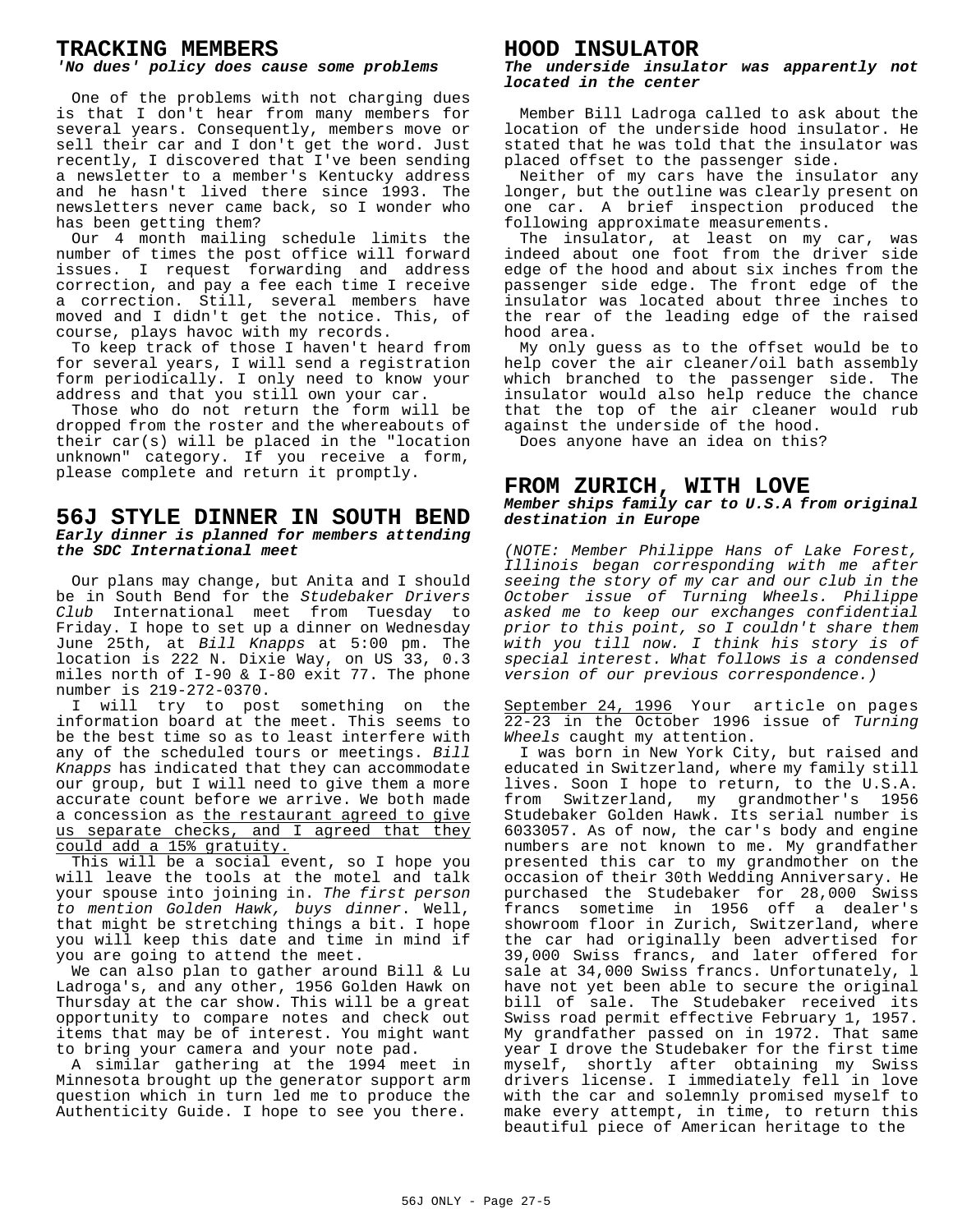## TRACKING MEMBERS

***'No dues' policy does cause some problems***

One of the problems with not charging dues is that I don't hear from many members for several years. Consequently, members move or sell their car and I don't get the word. Just recently, I discovered that I've been sending a newsletter to a member's Kentucky address and he hasn't lived there since 1993. The newsletters never came back, so I wonder who has been getting them?

Our 4 month mailing schedule limits the number of times the post office will forward issues. I request forwarding and address correction, and pay a fee each time I receive a correction. Still, several members have moved and I didn't get the notice. This, of course, plays havoc with my records.

To keep track of those I haven't heard from for several years, I will send a registration form periodically. I only need to know your address and that you still own your car.

Those who do not return the form will be dropped from the roster and the whereabouts of their car(s) will be placed in the "location unknown" category. If you receive a form, please complete and return it promptly.

## 56J STYLE DINNER IN SOUTH BEND

***Early dinner is planned for members attending the SDC International meet***

Our plans may change, but Anita and I should be in South Bend for the *Studebaker Drivers Club* International meet from Tuesday to Friday. I hope to set up a dinner on Wednesday June 25th, at *Bill Knapps* at 5:00 pm. The location is 222 N. Dixie Way, on US 33, 0.3 miles north of I-90 & I-80 exit 77. The phone number is 219-272-0370.

I will try to post something on the information board at the meet. This seems to be the best time so as to least interfere with any of the scheduled tours or meetings. *Bill Knapps* has indicated that they can accommodate our group, but I will need to give them a more accurate count before we arrive. We both made a concession as <u>the restaurant agreed to give us separate checks, and I agreed that they could add a 15% gratuity.</u>

This will be a social event, so I hope you will leave the tools at the motel and talk your spouse into joining in. *The first person to mention Golden Hawk, buys dinner*. Well, that might be stretching things a bit. I hope you will keep this date and time in mind if you are going to attend the meet.

We can also plan to gather around Bill & Lu Ladroga's, and any other, 1956 Golden Hawk on Thursday at the car show. This will be a great opportunity to compare notes and check out items that may be of interest. You might want to bring your camera and your note pad.

A similar gathering at the 1994 meet in Minnesota brought up the generator support arm question which in turn led me to produce the Authenticity Guide. I hope to see you there.

## HOOD INSULATOR

***The underside insulator was apparently not located in the center***

Member Bill Ladroga called to ask about the location of the underside hood insulator. He stated that he was told that the insulator was placed offset to the passenger side.

Neither of my cars have the insulator any longer, but the outline was clearly present on one car. A brief inspection produced the following approximate measurements.

The insulator, at least on my car, was indeed about one foot from the driver side edge of the hood and about six inches from the passenger side edge. The front edge of the insulator was located about three inches to the rear of the leading edge of the raised hood area.

My only guess as to the offset would be to help cover the air cleaner/oil bath assembly which branched to the passenger side. The insulator would also help reduce the chance that the top of the air cleaner would rub against the underside of the hood.

Does anyone have an idea on this?

## FROM ZURICH, WITH LOVE

***Member ships family car to U.S.A from original destination in Europe***

*(NOTE: Member Philippe Hans of Lake Forest, Illinois began corresponding with me after seeing the story of my car and our club in the October issue of Turning Wheels. Philippe asked me to keep our exchanges confidential prior to this point, so I couldn't share them with you till now. I think his story is of special interest. What follows is a condensed version of our previous correspondence.)*

<u>September 24, 1996</u> Your article on pages 22-23 in the October 1996 issue of *Turning Wheels* caught my attention.

I was born in New York City, but raised and educated in Switzerland, where my family still lives. Soon I hope to return, to the U.S.A. from Switzerland, my grandmother's 1956 Studebaker Golden Hawk. Its serial number is 6033057. As of now, the car's body and engine numbers are not known to me. My grandfather presented this car to my grandmother on the occasion of their 30th Wedding Anniversary. He purchased the Studebaker for 28,000 Swiss francs sometime in 1956 off a dealer's showroom floor in Zurich, Switzerland, where the car had originally been advertised for 39,000 Swiss francs, and later offered for sale at 34,000 Swiss francs. Unfortunately, I have not yet been able to secure the original bill of sale. The Studebaker received its Swiss road permit effective February 1, 1957. My grandfather passed on in 1972. That same year I drove the Studebaker for the first time myself, shortly after obtaining my Swiss drivers license. I immediately fell in love with the car and solemnly promised myself to make every attempt, in time, to return this beautiful piece of American heritage to the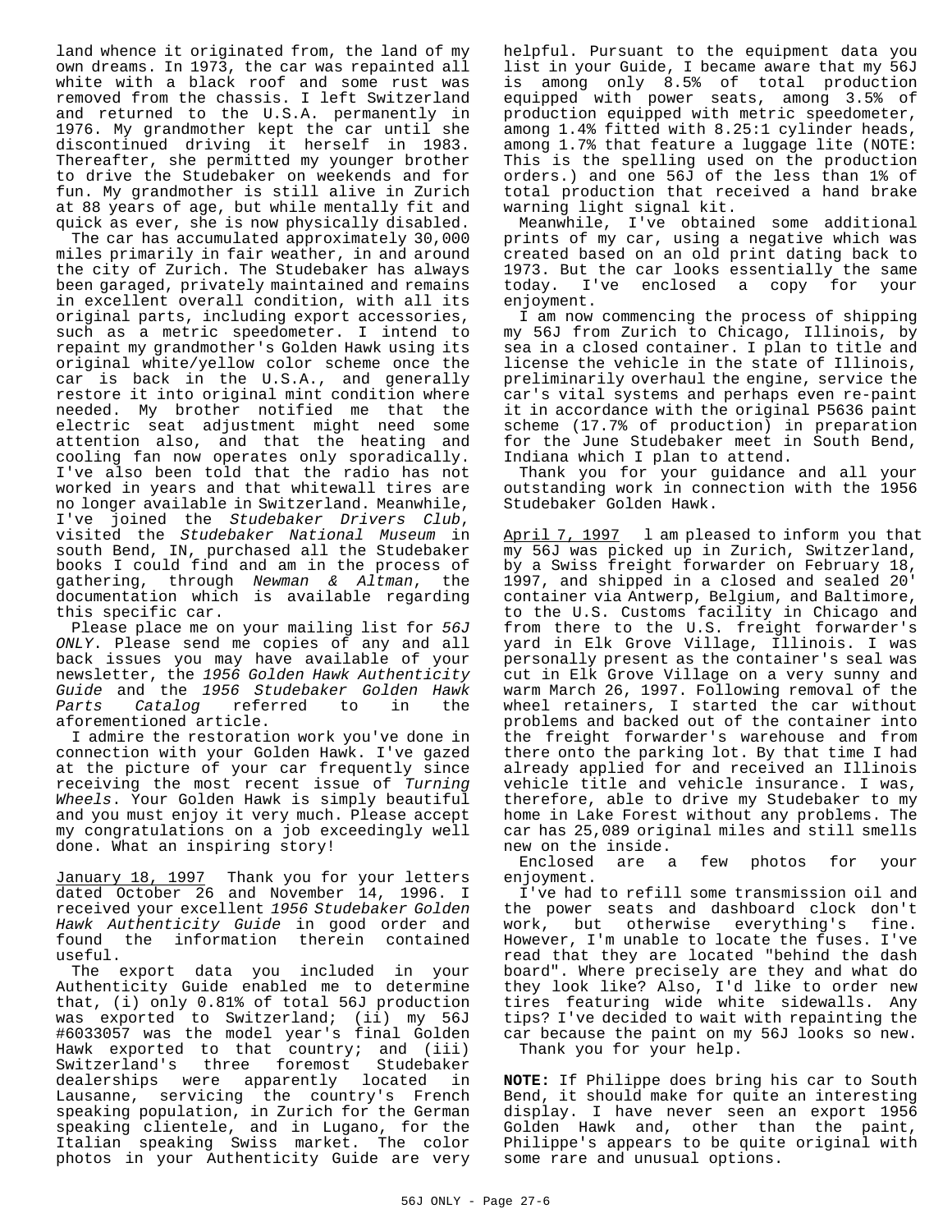land whence it originated from, the land of my own dreams. In 1973, the car was repainted all white with a black roof and some rust was removed from the chassis. I left Switzerland and returned to the U.S.A. permanently in 1976. My grandmother kept the car until she discontinued driving it herself in 1983. Thereafter, she permitted my younger brother to drive the Studebaker on weekends and for fun. My grandmother is still alive in Zurich at 88 years of age, but while mentally fit and quick as ever, she is now physically disabled.

The car has accumulated approximately 30,000 miles primarily in fair weather, in and around the city of Zurich. The Studebaker has always been garaged, privately maintained and remains in excellent overall condition, with all its original parts, including export accessories, such as a metric speedometer. I intend to repaint my grandmother's Golden Hawk using its original white/yellow color scheme once the car is back in the U.S.A., and generally restore it into original mint condition where needed. My brother notified me that the electric seat adjustment might need some attention also, and that the heating and cooling fan now operates only sporadically. I've also been told that the radio has not worked in years and that whitewall tires are no longer available in Switzerland. Meanwhile, I've joined the *Studebaker Drivers Club*, visited the *Studebaker National Museum* in south Bend, IN, purchased all the Studebaker books I could find and am in the process of gathering, through *Newman & Altman*, the documentation which is available regarding this specific car.

Please place me on your mailing list for *56J ONLY*. Please send me copies of any and all back issues you may have available of your newsletter, the *1956 Golden Hawk Authenticity Guide* and the *1956 Studebaker Golden Hawk Parts Catalog* referred to in the aforementioned article.

I admire the restoration work you've done in connection with your Golden Hawk. I've gazed at the picture of your car frequently since receiving the most recent issue of *Turning Wheels*. Your Golden Hawk is simply beautiful and you must enjoy it very much. Please accept my congratulations on a job exceedingly well done. What an inspiring story!

<u>January 18, 1997</u> Thank you for your letters dated October 26 and November 14, 1996. I received your excellent *1956 Studebaker Golden Hawk Authenticity Guide* in good order and found the information therein contained useful.

The export data you included in your Authenticity Guide enabled me to determine that, (i) only 0.81% of total 56J production was exported to Switzerland; (ii) my 56J #6033057 was the model year's final Golden Hawk exported to that country; and (iii) Switzerland's three foremost Studebaker dealerships were apparently located in Lausanne, servicing the country's French speaking population, in Zurich for the German speaking clientele, and in Lugano, for the Italian speaking Swiss market. The color photos in your Authenticity Guide are very helpful. Pursuant to the equipment data you list in your Guide, I became aware that my 56J is among only 8.5% of total production equipped with power seats, among 3.5% of production equipped with metric speedometer, among 1.4% fitted with 8.25:1 cylinder heads, among 1.7% that feature a luggage lite (NOTE: This is the spelling used on the production orders.) and one 56J of the less than 1% of total production that received a hand brake warning light signal kit.

Meanwhile, I've obtained some additional prints of my car, using a negative which was created based on an old print dating back to 1973. But the car looks essentially the same today. I've enclosed a copy for your enjoyment.

I am now commencing the process of shipping my 56J from Zurich to Chicago, Illinois, by sea in a closed container. I plan to title and license the vehicle in the state of Illinois, preliminarily overhaul the engine, service the car's vital systems and perhaps even re-paint it in accordance with the original P5636 paint scheme (17.7% of production) in preparation for the June Studebaker meet in South Bend, Indiana which I plan to attend.

Thank you for your guidance and all your outstanding work in connection with the 1956 Studebaker Golden Hawk.

<u>April 7, 1997</u> I am pleased to inform you that my 56J was picked up in Zurich, Switzerland, by a Swiss freight forwarder on February 18, 1997, and shipped in a closed and sealed 20' container via Antwerp, Belgium, and Baltimore, to the U.S. Customs facility in Chicago and from there to the U.S. freight forwarder's yard in Elk Grove Village, Illinois. I was personally present as the container's seal was cut in Elk Grove Village on a very sunny and warm March 26, 1997. Following removal of the wheel retainers, I started the car without problems and backed out of the container into the freight forwarder's warehouse and from there onto the parking lot. By that time I had already applied for and received an Illinois vehicle title and vehicle insurance. I was, therefore, able to drive my Studebaker to my home in Lake Forest without any problems. The car has 25,089 original miles and still smells new on the inside.

Enclosed are a few photos for your enjoyment.

I've had to refill some transmission oil and the power seats and dashboard clock don't work, but otherwise everything's fine. However, I'm unable to locate the fuses. I've read that they are located "behind the dash board". Where precisely are they and what do they look like? Also, I'd like to order new tires featuring wide white sidewalls. Any tips? I've decided to wait with repainting the car because the paint on my 56J looks so new.

Thank you for your help.

**NOTE:** If Philippe does bring his car to South Bend, it should make for quite an interesting display. I have never seen an export 1956 Golden Hawk and, other than the paint, Philippe's appears to be quite original with some rare and unusual options.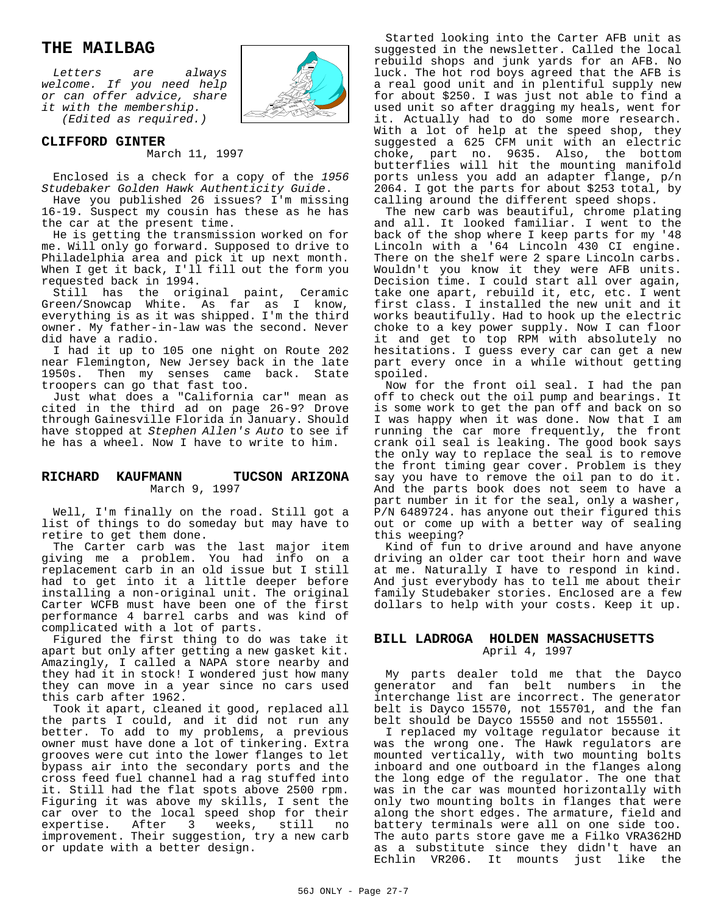# THE MAILBAG

*Letters are always welcome. If you need help or can offer advice, share it with the membership. (Edited as required.)*

### CLIFFORD GINTER

March 11, 1997

Enclosed is a check for a copy of the *1956 Studebaker Golden Hawk Authenticity Guide*.

Have you published 26 issues? I'm missing 16-19. Suspect my cousin has these as he has the car at the present time.

He is getting the transmission worked on for me. Will only go forward. Supposed to drive to Philadelphia area and pick it up next month. When I get it back, I'll fill out the form you requested back in 1994.

Still has the original paint, Ceramic Green/Snowcap White. As far as I know, everything is as it was shipped. I'm the third owner. My father-in-law was the second. Never did have a radio.

I had it up to 105 one night on Route 202 near Flemington, New Jersey back in the late 1950s. Then my senses came back. State troopers can go that fast too.

Just what does a "California car" mean as cited in the third ad on page 26-9? Drove through Gainesville Florida in January. Should have stopped at *Stephen Allen's Auto* to see if he has a wheel. Now I have to write to him.

### RICHARD KAUFMANN TUCSON ARIZONA

March 9, 1997

Well, I'm finally on the road. Still got a list of things to do someday but may have to retire to get them done.

The Carter carb was the last major item giving me a problem. You had info on a replacement carb in an old issue but I still had to get into it a little deeper before installing a non-original unit. The original Carter WCFB must have been one of the first performance 4 barrel carbs and was kind of complicated with a lot of parts.

Figured the first thing to do was take it apart but only after getting a new gasket kit. Amazingly, I called a NAPA store nearby and they had it in stock! I wondered just how many they can move in a year since no cars used this carb after 1962.

Took it apart, cleaned it good, replaced all the parts I could, and it did not run any better. To add to my problems, a previous owner must have done a lot of tinkering. Extra grooves were cut into the lower flanges to let bypass air into the secondary ports and the cross feed fuel channel had a rag stuffed into it. Still had the flat spots above 2500 rpm. Figuring it was above my skills, I sent the car over to the local speed shop for their expertise. After 3 weeks, still no improvement. Their suggestion, try a new carb or update with a better design.

Started looking into the Carter AFB unit as suggested in the newsletter. Called the local rebuild shops and junk yards for an AFB. No luck. The hot rod boys agreed that the AFB is a real good unit and in plentiful supply new for about $250. I was just not able to find a used unit so after dragging my heals, went for it. Actually had to do some more research. With a lot of help at the speed shop, they suggested a 625 CFM unit with an electric choke, part no. 9635. Also, the bottom butterflies will hit the mounting manifold ports unless you add an adapter flange, p/n 2064. I got the parts for about $253 total, by calling around the different speed shops.

The new carb was beautiful, chrome plating and all. It looked familiar. I went to the back of the shop where I keep parts for my '48 Lincoln with a '64 Lincoln 430 CI engine. There on the shelf were 2 spare Lincoln carbs. Wouldn't you know it they were AFB units. Decision time. I could start all over again, take one apart, rebuild it, etc, etc. I went first class. I installed the new unit and it works beautifully. Had to hook up the electric choke to a key power supply. Now I can floor it and get to top RPM with absolutely no hesitations. I guess every car can get a new part every once in a while without getting spoiled.

Now for the front oil seal. I had the pan off to check out the oil pump and bearings. It is some work to get the pan off and back on so I was happy when it was done. Now that I am running the car more frequently, the front crank oil seal is leaking. The good book says the only way to replace the seal is to remove the front timing gear cover. Problem is they say you have to remove the oil pan to do it. And the parts book does not seem to have a part number in it for the seal, only a washer, P/N 6489724. has anyone out their figured this out or come up with a better way of sealing this weeping?

Kind of fun to drive around and have anyone driving an older car toot their horn and wave at me. Naturally I have to respond in kind. And just everybody has to tell me about their family Studebaker stories. Enclosed are a few dollars to help with your costs. Keep it up.

### BILL LADROGA HOLDEN MASSACHUSETTS

April 4, 1997

My parts dealer told me that the Dayco generator and fan belt numbers in the interchange list are incorrect. The generator belt is Dayco 15570, not 155701, and the fan belt should be Dayco 15550 and not 155501.

I replaced my voltage regulator because it was the wrong one. The Hawk regulators are mounted vertically, with two mounting bolts inboard and one outboard in the flanges along the long edge of the regulator. The one that was in the car was mounted horizontally with only two mounting bolts in flanges that were along the short edges. The armature, field and battery terminals were all on one side too. The auto parts store gave me a Filko VRA362HD as a substitute since they didn't have an Echlin VR206. It mounts just like the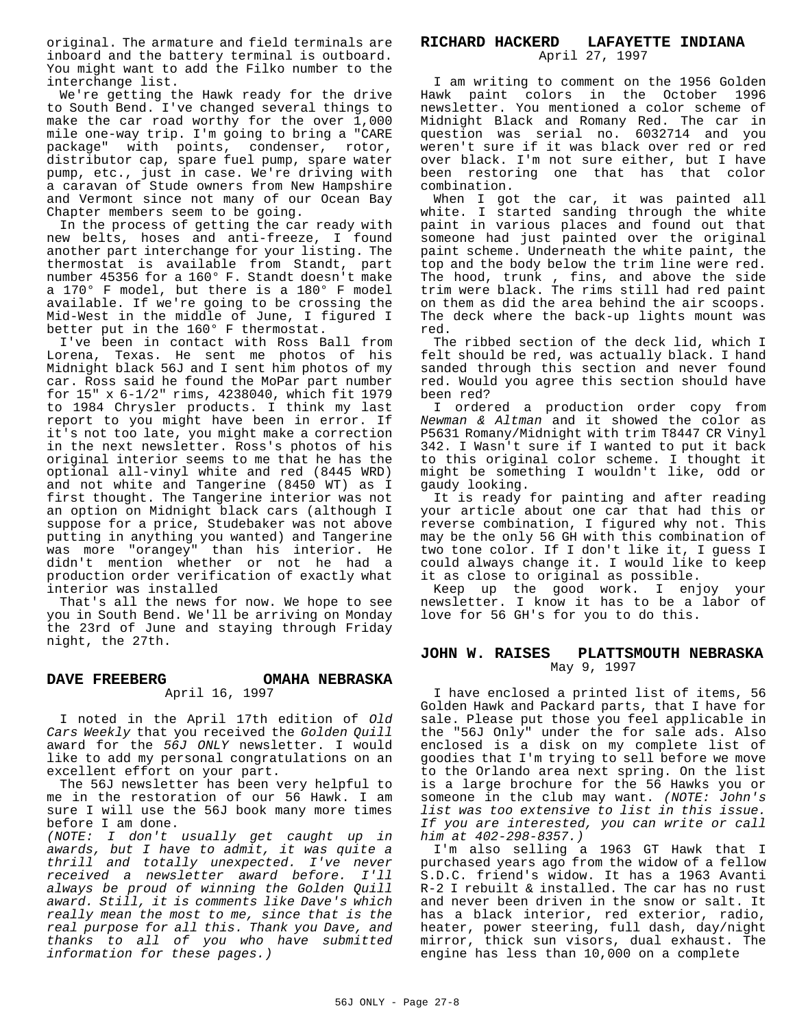original. The armature and field terminals are inboard and the battery terminal is outboard. You might want to add the Filko number to the interchange list.

We're getting the Hawk ready for the drive to South Bend. I've changed several things to make the car road worthy for the over 1,000 mile one-way trip. I'm going to bring a "CARE package" with points, condenser, rotor, distributor cap, spare fuel pump, spare water pump, etc., just in case. We're driving with a caravan of Stude owners from New Hampshire and Vermont since not many of our Ocean Bay Chapter members seem to be going.

In the process of getting the car ready with new belts, hoses and anti-freeze, I found another part interchange for your listing. The thermostat is available from Standt, part number 45356 for a 160° F. Standt doesn't make a 170° F model, but there is a 180° F model available. If we're going to be crossing the Mid-West in the middle of June, I figured I better put in the 160° F thermostat.

I've been in contact with Ross Ball from Lorena, Texas. He sent me photos of his Midnight black 56J and I sent him photos of my car. Ross said he found the MoPar part number for 15" x 6-1/2" rims, 4238040, which fit 1979 to 1984 Chrysler products. I think my last report to you might have been in error. If it's not too late, you might make a correction in the next newsletter. Ross's photos of his original interior seems to me that he has the optional all-vinyl white and red (8445 WRD) and not white and Tangerine (8450 WT) as I first thought. The Tangerine interior was not an option on Midnight black cars (although I suppose for a price, Studebaker was not above putting in anything you wanted) and Tangerine was more "orangey" than his interior. He didn't mention whether or not he had a production order verification of exactly what interior was installed

That's all the news for now. We hope to see you in South Bend. We'll be arriving on Monday the 23rd of June and staying through Friday night, the 27th.

### DAVE FREEBERG — OMAHA NEBRASKA

April 16, 1997

I noted in the April 17th edition of *Old Cars Weekly* that you received the *Golden Quill* award for the *56J ONLY* newsletter. I would like to add my personal congratulations on an excellent effort on your part.

The 56J newsletter has been very helpful to me in the restoration of our 56 Hawk. I am sure I will use the 56J book many more times before I am done.

*(NOTE: I don't usually get caught up in awards, but I have to admit, it was quite a thrill and totally unexpected. I've never received a newsletter award before. I'll always be proud of winning the Golden Quill award. Still, it is comments like Dave's which really mean the most to me, since that is the real purpose for all this. Thank you Dave, and thanks to all of you who have submitted information for these pages.)*

### RICHARD HACKERD — LAFAYETTE INDIANA

April 27, 1997

I am writing to comment on the 1956 Golden Hawk paint colors in the October 1996 newsletter. You mentioned a color scheme of Midnight Black and Romany Red. The car in question was serial no. 6032714 and you weren't sure if it was black over red or red over black. I'm not sure either, but I have been restoring one that has that color combination.

When I got the car, it was painted all white. I started sanding through the white paint in various places and found out that someone had just painted over the original paint scheme. Underneath the white paint, the top and the body below the trim line were red. The hood, trunk , fins, and above the side trim were black. The rims still had red paint on them as did the area behind the air scoops. The deck where the back-up lights mount was red.

The ribbed section of the deck lid, which I felt should be red, was actually black. I hand sanded through this section and never found red. Would you agree this section should have been red?

I ordered a production order copy from *Newman & Altman* and it showed the color as P5631 Romany/Midnight with trim T8447 CR Vinyl 342. I Wasn't sure if I wanted to put it back to this original color scheme. I thought it might be something I wouldn't like, odd or gaudy looking.

It is ready for painting and after reading your article about one car that had this or reverse combination, I figured why not. This may be the only 56 GH with this combination of two tone color. If I don't like it, I guess I could always change it. I would like to keep it as close to original as possible.

Keep up the good work. I enjoy your newsletter. I know it has to be a labor of love for 56 GH's for you to do this.

### JOHN W. RAISES — PLATTSMOUTH NEBRASKA

May 9, 1997

I have enclosed a printed list of items, 56 Golden Hawk and Packard parts, that I have for sale. Please put those you feel applicable in the "56J Only" under the for sale ads. Also enclosed is a disk on my complete list of goodies that I'm trying to sell before we move to the Orlando area next spring. On the list is a large brochure for the 56 Hawks you or someone in the club may want. *(NOTE: John's list was too extensive to list in this issue. If you are interested, you can write or call him at 402-298-8357.)*

I'm also selling a 1963 GT Hawk that I purchased years ago from the widow of a fellow S.D.C. friend's widow. It has a 1963 Avanti R-2 I rebuilt & installed. The car has no rust and never been driven in the snow or salt. It has a black interior, red exterior, radio, heater, power steering, full dash, day/night mirror, thick sun visors, dual exhaust. The engine has less than 10,000 on a complete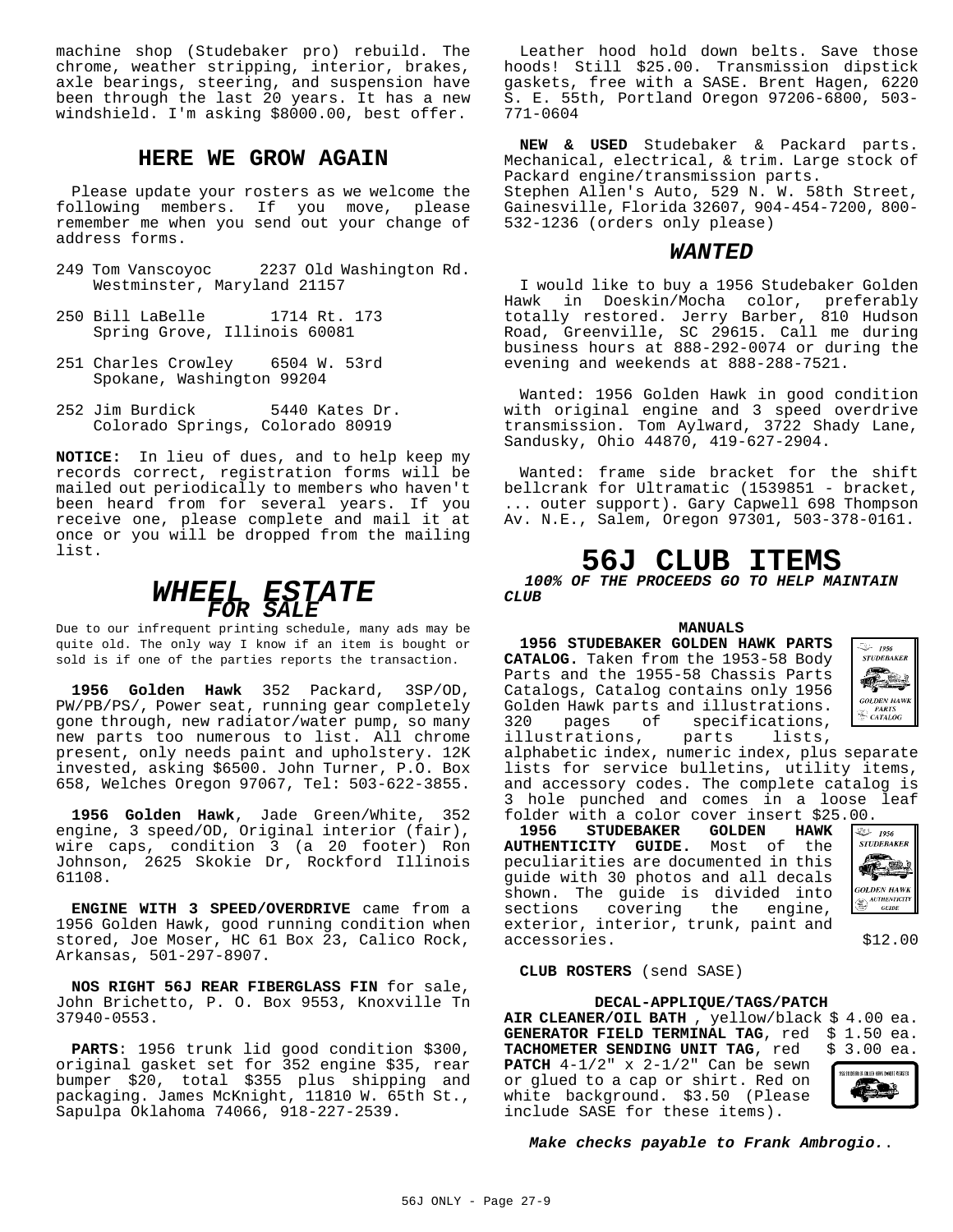machine shop (Studebaker pro) rebuild. The chrome, weather stripping, interior, brakes, axle bearings, steering, and suspension have been through the last 20 years. It has a new windshield. I'm asking $8000.00, best offer.

## HERE WE GROW AGAIN

Please update your rosters as we welcome the following members. If you move, please remember me when you send out your change of address forms.

249 Tom Vanscoyoc 2237 Old Washington Rd.
Westminster, Maryland 21157

250 Bill LaBelle 1714 Rt. 173
Spring Grove, Illinois 60081

251 Charles Crowley 6504 W. 53rd
Spokane, Washington 99204

252 Jim Burdick 5440 Kates Dr.
Colorado Springs, Colorado 80919

**NOTICE:** In lieu of dues, and to help keep my records correct, registration forms will be mailed out periodically to members who haven't been heard from for several years. If you receive one, please complete and mail it at once or you will be dropped from the mailing list.

## *WHEEL ESTATE*

### *FOR SALE*

Due to our infrequent printing schedule, many ads may be quite old. The only way I know if an item is bought or sold is if one of the parties reports the transaction.

**1956 Golden Hawk** 352 Packard, 3SP/OD, PW/PB/PS/, Power seat, running gear completely gone through, new radiator/water pump, so many new parts too numerous to list. All chrome present, only needs paint and upholstery. 12K invested, asking $6500. John Turner, P.O. Box 658, Welches Oregon 97067, Tel: 503-622-3855.

**1956 Golden Hawk**, Jade Green/White, 352 engine, 3 speed/OD, Original interior (fair), wire caps, condition 3 (a 20 footer) Ron Johnson, 2625 Skokie Dr, Rockford Illinois 61108.

**ENGINE WITH 3 SPEED/OVERDRIVE** came from a 1956 Golden Hawk, good running condition when stored, Joe Moser, HC 61 Box 23, Calico Rock, Arkansas, 501-297-8907.

**NOS RIGHT 56J REAR FIBERGLASS FIN** for sale, John Brichetto, P. O. Box 9553, Knoxville Tn 37940-0553.

**PARTS**: 1956 trunk lid good condition $300, original gasket set for 352 engine $35, rear bumper $20, total $355 plus shipping and packaging. James McKnight, 11810 W. 65th St., Sapulpa Oklahoma 74066, 918-227-2539.

Leather hood hold down belts. Save those hoods! Still $25.00. Transmission dipstick gaskets, free with a SASE. Brent Hagen, 6220 S. E. 55th, Portland Oregon 97206-6800, 503-771-0604

**NEW & USED** Studebaker & Packard parts. Mechanical, electrical, & trim. Large stock of Packard engine/transmission parts.
Stephen Allen's Auto, 529 N. W. 58th Street, Gainesville, Florida 32607, 904-454-7200, 800-532-1236 (orders only please)

### *WANTED*

I would like to buy a 1956 Studebaker Golden Hawk in Doeskin/Mocha color, preferably totally restored. Jerry Barber, 810 Hudson Road, Greenville, SC 29615. Call me during business hours at 888-292-0074 or during the evening and weekends at 888-288-7521.

Wanted: 1956 Golden Hawk in good condition with original engine and 3 speed overdrive transmission. Tom Aylward, 3722 Shady Lane, Sandusky, Ohio 44870, 419-627-2904.

Wanted: frame side bracket for the shift bellcrank for Ultramatic (1539851 - bracket, ... outer support). Gary Capwell 698 Thompson Av. N.E., Salem, Oregon 97301, 503-378-0161.

## 56J CLUB ITEMS

***100% OF THE PROCEEDS GO TO HELP MAINTAIN CLUB***

**MANUALS**

**1956 STUDEBAKER GOLDEN HAWK PARTS CATALOG.** Taken from the 1953-58 Body Parts and the 1955-58 Chassis Parts Catalogs, Catalog contains only 1956 Golden Hawk parts and illustrations. 320 pages of specifications, illustrations, parts lists, alphabetic index, numeric index, plus separate lists for service bulletins, utility items, and accessory codes. The complete catalog is 3 hole punched and comes in a loose leaf folder with a color cover insert $25.00.

**1956 STUDEBAKER GOLDEN HAWK AUTHENTICITY GUIDE.** Most of the peculiarities are documented in this guide with 30 photos and all decals shown. The guide is divided into sections covering the engine, exterior, interior, trunk, paint and accessories. $12.00

**CLUB ROSTERS** (send SASE)

**DECAL-APPLIQUE/TAGS/PATCH**

**AIR CLEANER/OIL BATH**, yellow/black $ 4.00 ea.
**GENERATOR FIELD TERMINAL TAG**, red $ 1.50 ea.
**TACHOMETER SENDING UNIT TAG**, red $ 3.00 ea.
**PATCH** 4-1/2" x 2-1/2" Can be sewn or glued to a cap or shirt. Red on white background. $3.50 (Please include SASE for these items).

***Make checks payable to Frank Ambrogio.***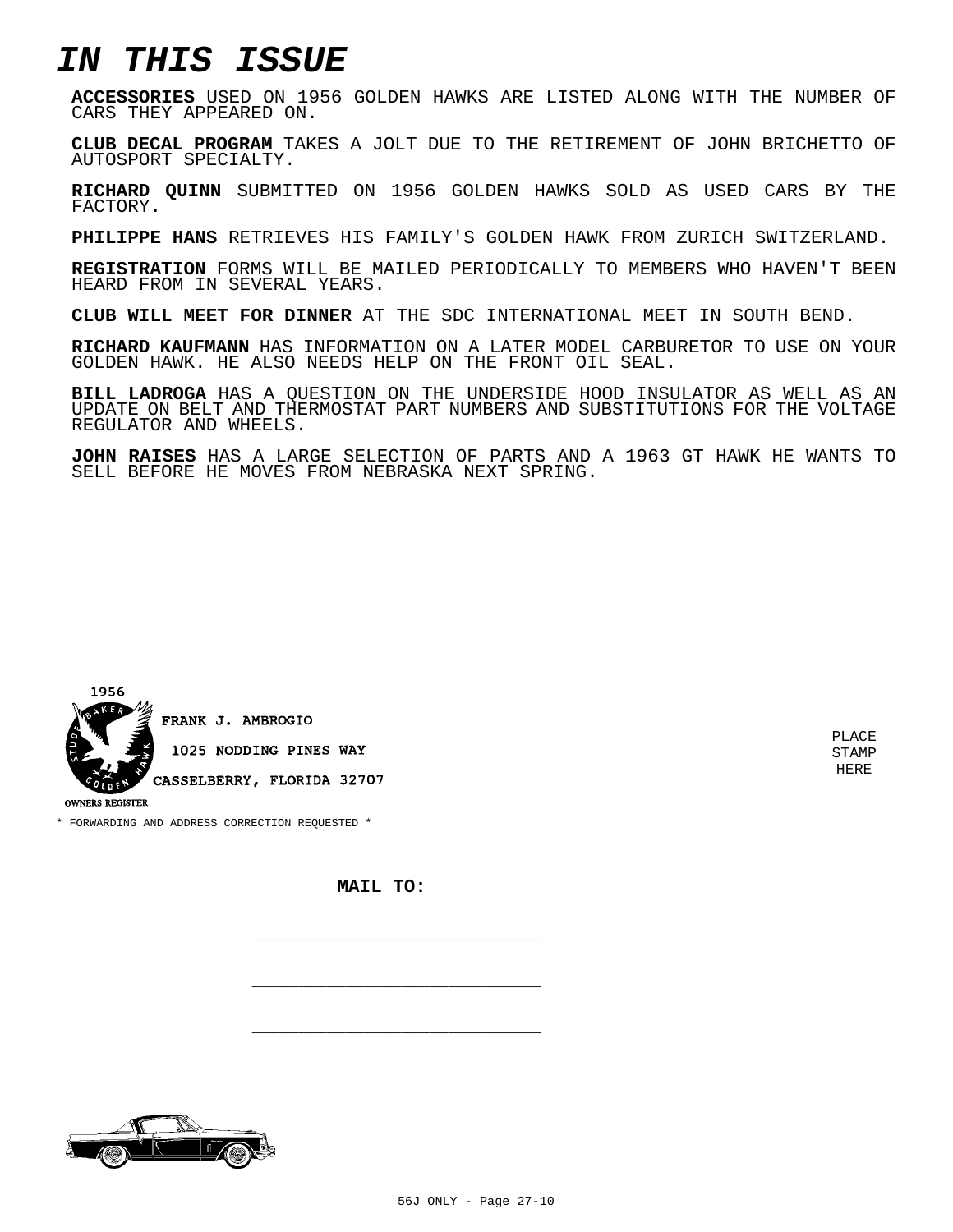# *IN THIS ISSUE*

**ACCESSORIES** USED ON 1956 GOLDEN HAWKS ARE LISTED ALONG WITH THE NUMBER OF CARS THEY APPEARED ON.

**CLUB DECAL PROGRAM** TAKES A JOLT DUE TO THE RETIREMENT OF JOHN BRICHETTO OF AUTOSPORT SPECIALTY.

**RICHARD QUINN** SUBMITTED ON 1956 GOLDEN HAWKS SOLD AS USED CARS BY THE FACTORY.

**PHILIPPE HANS** RETRIEVES HIS FAMILY'S GOLDEN HAWK FROM ZURICH SWITZERLAND.

**REGISTRATION** FORMS WILL BE MAILED PERIODICALLY TO MEMBERS WHO HAVEN'T BEEN HEARD FROM IN SEVERAL YEARS.

**CLUB WILL MEET FOR DINNER** AT THE SDC INTERNATIONAL MEET IN SOUTH BEND.

**RICHARD KAUFMANN** HAS INFORMATION ON A LATER MODEL CARBURETOR TO USE ON YOUR GOLDEN HAWK. HE ALSO NEEDS HELP ON THE FRONT OIL SEAL.

**BILL LADROGA** HAS A QUESTION ON THE UNDERSIDE HOOD INSULATOR AS WELL AS AN UPDATE ON BELT AND THERMOSTAT PART NUMBERS AND SUBSTITUTIONS FOR THE VOLTAGE REGULATOR AND WHEELS.

**JOHN RAISES** HAS A LARGE SELECTION OF PARTS AND A 1963 GT HAWK HE WANTS TO SELL BEFORE HE MOVES FROM NEBRASKA NEXT SPRING.

1956 STUDEBAKER GOLDEN HAWK OWNERS REGISTER

FRANK J. AMBROGIO
1025 NODDING PINES WAY
CASSELBERRY, FLORIDA 32707

PLACE STAMP HERE

* FORWARDING AND ADDRESS CORRECTION REQUESTED *

**MAIL TO:**

\_\_\_\_\_\_\_\_\_\_\_\_\_\_\_\_\_\_\_\_\_\_\_\_\_\_\_\_\_\_

\_\_\_\_\_\_\_\_\_\_\_\_\_\_\_\_\_\_\_\_\_\_\_\_\_\_\_\_\_\_

\_\_\_\_\_\_\_\_\_\_\_\_\_\_\_\_\_\_\_\_\_\_\_\_\_\_\_\_\_\_

56J ONLY - Page 27-10